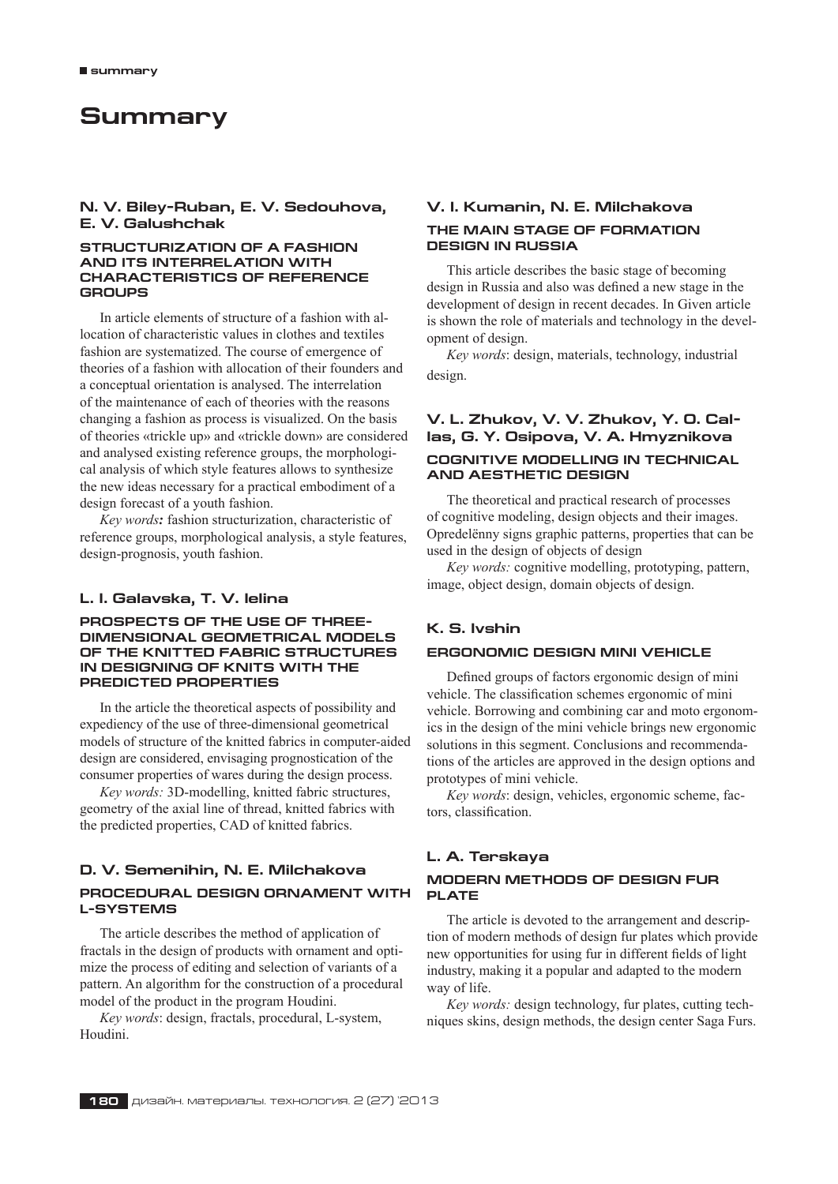# Summary

## N. V. Biley-Ruban, E. V. Sedouhova, E. V. Galushchak

### STRUCTURIZATION OF A FASHION AND ITS INTERRELATION WITH CHARACTERISTICS OF REFERENCE GROUPS

In article elements of structure of a fashion with allocation of characteristic values in clothes and textiles fashion are systematized. The course of emergence of theories of a fashion with allocation of their founders and a conceptual orientation is analysed. The interrelation of the maintenance of each of theories with the reasons changing a fashion as process is visualized. On the basis of theories «trickle up» and «trickle down» are considered and analysed existing reference groups, the morphological analysis of which style features allows to synthesize the new ideas necessary for a practical embodiment of a design forecast of a youth fashion.

*Key words:* fashion structurization, characteristic of reference groups, morphological analysis, a style features, design-prognosis, youth fashion.

## L. I. Galavska, T. V. Ielina

### PROSPECTS OF THE USE OF THREE-DIMENSIONAL GEOMETRICAL MODELS OF THE KNITTED FABRIC STRUCTURES IN DESIGNING OF KNITS WITH THE PREDICTED PROPERTIES

In the article the theoretical aspects of possibility and expediency of the use of three-dimensional geometrical models of structure of the knitted fabrics in computer-aided design are considered, envisaging prognostication of the consumer properties of wares during the design process.

*Key words:* 3D-modelling, knitted fabric structures, geometry of the axial line of thread, knitted fabrics with the predicted properties, CAD of knitted fabrics.

## D. V. Semenihin, N. E. Milchakova

### PROCEDURAL DESIGN ORNAMENT WITH L-SYSTEMS

The article describes the method of application of fractals in the design of products with ornament and optimize the process of editing and selection of variants of a pattern. An algorithm for the construction of a procedural model of the product in the program Houdini.

*Key words*: design, fractals, procedural, L-system, Houdini.

## V. I. Kumanin, N. E. Milchakova

### THE MAIN STAGE OF FORMATION DESIGN IN RUSSIA

This article describes the basic stage of becoming design in Russia and also was defined a new stage in the development of design in recent decades. In Given article is shown the role of materials and technology in the development of design.

*Key words*: design, materials, technology, industrial design.

## V. L. Zhukov, V. V. Zhukov, Y. O. Callas, G. Y. Osipova, V. A. Hmyznikova

### COGNITIVE MODELLING IN TECHNICAL AND AESTHETIC DESIGN

The theoretical and practical research of processes of cognitive modeling, design objects and their images. Opredelënny signs graphic patterns, properties that can be used in the design of objects of design

*Key words:* cognitive modelling, prototyping, pattern, image, object design, domain objects of design.

## K. S. Ivshin

### ERGONOMIC DESIGN MINI VEHICLE

Defined groups of factors ergonomic design of mini vehicle. The classification schemes ergonomic of mini vehicle. Borrowing and combining car and moto ergonomics in the design of the mini vehicle brings new ergonomic solutions in this segment. Conclusions and recommendations of the articles are approved in the design options and prototypes of mini vehicle.

*Key words*: design, vehicles, ergonomic scheme, factors, classification.

## L. A. Terskaya

### MODERN METHODS OF DESIGN FUR PLATE

The article is devoted to the arrangement and description of modern methods of design fur plates which provide new opportunities for using fur in different fields of light industry, making it a popular and adapted to the modern way of life.

*Key words:* design technology, fur plates, cutting techniques skins, design methods, the design center Saga Furs.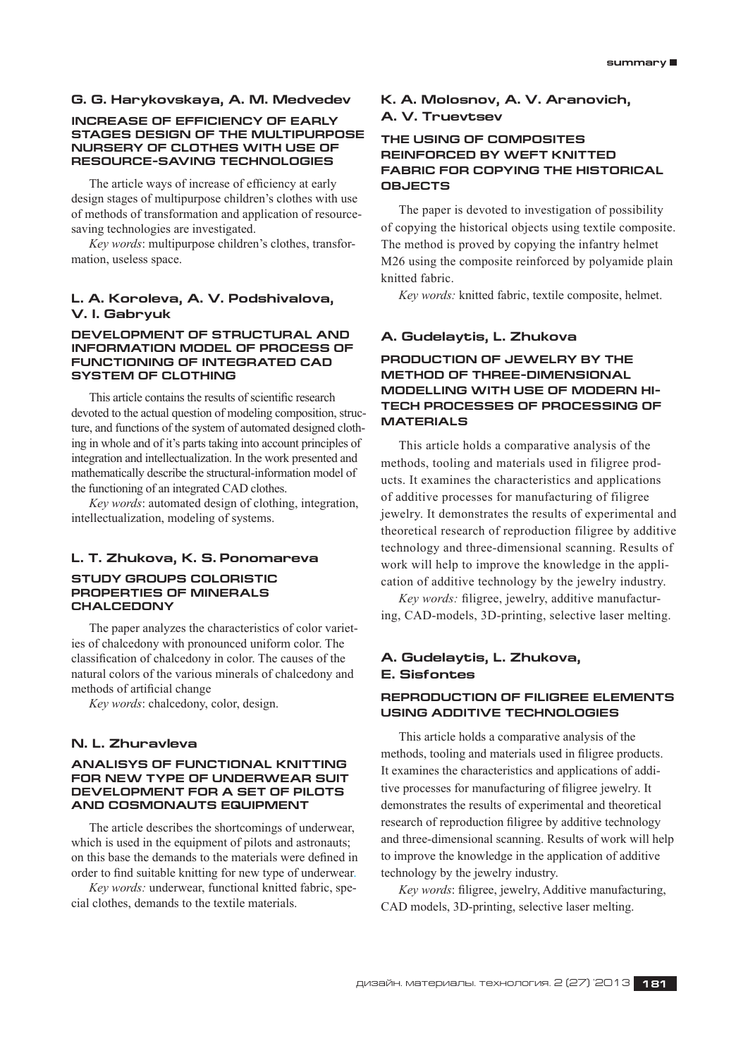## G. G. Harykovskaya, A. M. Medvedev

### INCREASE OF EFFICIENCY OF EARLY STAGES DESIGN OF THE MULTIPURPOSE NURSERY OF CLOTHES WITH USE OF RESOURCE-SAVING TECHNOLOGIES

The article ways of increase of efficiency at early design stages of multipurpose children's clothes with use of methods of transformation and application of resource-saving technologies are investigated.

*Key words*: multipurpose children's clothes, transformation, useless space.

## L. A. Koroleva, A. V. Podshivalova, V. I. Gabryuk

### DEVELOPMENT OF STRUCTURAL AND INFORMATION MODEL OF PROCESS OF FUNCTIONING OF INTEGRATED CAD SYSTEM OF CLOTHING

This article contains the results of scientific research devoted to the actual question of modeling composition, structure, and functions of the system of automated designed clothing in whole and of it's parts taking into account principles of integration and intellectualization. In the work presented and mathematically describe the structural-information model of the functioning of an integrated CAD clothes.

*Key words*: automated design of clothing, integration, intellectualization, modeling of systems.

## L. T. Zhukova, K. S. Ponomareva

### STUDY GROUPS COLORISTIC PROPERTIES OF MINERALS CHALCEDONY

The paper analyzes the characteristics of color varieties of chalcedony with pronounced uniform color. The classification of chalcedony in color. The causes of the natural colors of the various minerals of chalcedony and methods of artificial change

*Key words*: chalcedony, color, design.

## N. L. Zhuravleva

### ANALISYS OF FUNCTIONAL KNITTING FOR NEW TYPE OF UNDERWEAR SUIT DEVELOPMENT FOR A SET OF PILOTS AND COSMONAUTS EQUIPMENT

The article describes the shortcomings of underwear, which is used in the equipment of pilots and astronauts; on this base the demands to the materials were defined in order to find suitable knitting for new type of underwear.

*Key words:* underwear, functional knitted fabric, special clothes, demands to the textile materials.

## K. A. Molosnov, A. V. Aranovich, A. V. Truevtsev

### THE USING OF COMPOSITES REINFORCED BY WEFT KNITTED FABRIC FOR COPYING THE HISTORICAL OBJECTS

The paper is devoted to investigation of possibility of copying the historical objects using textile composite. The method is proved by copying the infantry helmet M26 using the composite reinforced by polyamide plain knitted fabric.

*Key words:* knitted fabric, textile composite, helmet.

## A. Gudelaytis, L. Zhukova

### PRODUCTION OF JEWELRY BY THE METHOD OF THREE-DIMENSIONAL MODELLING WITH USE OF MODERN HI-TECH PROCESSES OF PROCESSING OF MATERIALS

This article holds a comparative analysis of the methods, tooling and materials used in filigree products. It examines the characteristics and applications of additive processes for manufacturing of filigree jewelry. It demonstrates the results of experimental and theoretical research of reproduction filigree by additive technology and three-dimensional scanning. Results of work will help to improve the knowledge in the application of additive technology by the jewelry industry.

*Key words:* filigree, jewelry, additive manufacturing, CAD-models, 3D-printing, selective laser melting.

## A. Gudelaytis, L. Zhukova, E. Sisfontes

### REPRODUCTION OF FILIGREE ELEMENTS USING ADDITIVE TECHNOLOGIES

This article holds a comparative analysis of the methods, tooling and materials used in filigree products. It examines the characteristics and applications of additive processes for manufacturing of filigree jewelry. It demonstrates the results of experimental and theoretical research of reproduction filigree by additive technology and three-dimensional scanning. Results of work will help to improve the knowledge in the application of additive technology by the jewelry industry.

*Key words*: filigree, jewelry, Additive manufacturing, CAD models, 3D-printing, selective laser melting.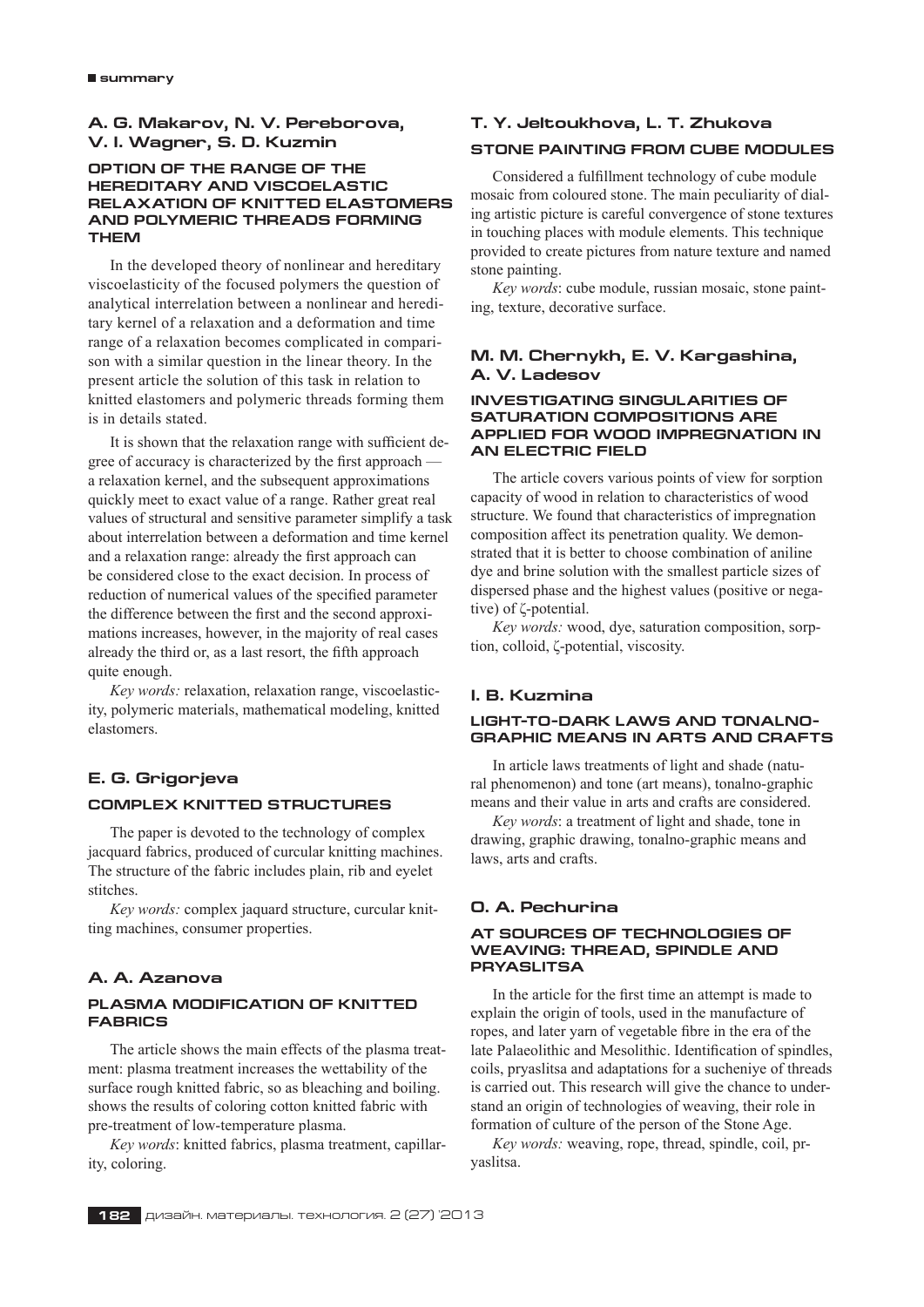## A. G. Makarov, N. V. Pereborova, V. I. Wagner, S. D. Kuzmin

### OPTION OF THE RANGE OF THE HEREDITARY AND VISCOELASTIC RELAXATION OF KNITTED ELASTOMERS AND POLYMERIC THREADS FORMING THEM

In the developed theory of nonlinear and hereditary viscoelasticity of the focused polymers the question of analytical interrelation between a nonlinear and hereditary kernel of a relaxation and a deformation and time range of a relaxation becomes complicated in comparison with a similar question in the linear theory. In the present article the solution of this task in relation to knitted elastomers and polymeric threads forming them is in details stated.

It is shown that the relaxation range with sufficient degree of accuracy is characterized by the first approach — a relaxation kernel, and the subsequent approximations quickly meet to exact value of a range. Rather great real values of structural and sensitive parameter simplify a task about interrelation between a deformation and time kernel and a relaxation range: already the first approach can be considered close to the exact decision. In process of reduction of numerical values of the specified parameter the difference between the first and the second approximations increases, however, in the majority of real cases already the third or, as a last resort, the fifth approach quite enough.

*Key words:* relaxation, relaxation range, viscoelasticity, polymeric materials, mathematical modeling, knitted elastomers.

## E. G. Grigorjeva

### COMPLEX KNITTED STRUCTURES

The paper is devoted to the technology of complex jacquard fabrics, produced of curcular knitting machines. The structure of the fabric includes plain, rib and eyelet stitches.

*Key words:* complex jaquard structure, curcular knitting machines, consumer properties.

## A. A. Azanova

### PLASMA MODIFICATION OF KNITTED FABRICS

The article shows the main effects of the plasma treatment: plasma treatment increases the wettability of the surface rough knitted fabric, so as bleaching and boiling. shows the results of coloring cotton knitted fabric with pre-treatment of low-temperature plasma.

*Key words*: knitted fabrics, plasma treatment, capillarity, coloring.

## T. Y. Jeltoukhova, L. T. Zhukova

### STONE PAINTING FROM CUBE MODULES

Considered a fulfillment technology of cube module mosaic from coloured stone. The main peculiarity of dialing artistic picture is careful convergence of stone textures in touching places with module elements. This technique provided to create pictures from nature texture and named stone painting.

*Key words*: cube module, russian mosaic, stone painting, texture, decorative surface.

## M. M. Chernykh, E. V. Kargashina, A. V. Ladesov

### INVESTIGATING SINGULARITIES OF SATURATION COMPOSITIONS ARE APPLIED FOR WOOD IMPREGNATION IN AN ELECTRIC FIELD

The article covers various points of view for sorption capacity of wood in relation to characteristics of wood structure. We found that characteristics of impregnation composition affect its penetration quality. We demonstrated that it is better to choose combination of aniline dye and brine solution with the smallest particle sizes of dispersed phase and the highest values (positive or negative) of ζ-potential.

*Key words:* wood, dye, saturation composition, sorption, colloid, ζ-potential, viscosity.

## I. B. Kuzmina

### LIGHT-TO-DARK LAWS AND TONALNO-GRAPHIC MEANS IN ARTS AND CRAFTS

In article laws treatments of light and shade (natural phenomenon) and tone (art means), tonalno-graphic means and their value in arts and crafts are considered.

*Key words*: a treatment of light and shade, tone in drawing, graphic drawing, tonalno-graphic means and laws, arts and crafts.

## O. A. Pechurina

### AT SOURCES OF TECHNOLOGIES OF WEAVING: THREAD, SPINDLE AND PRYASLITSA

In the article for the first time an attempt is made to explain the origin of tools, used in the manufacture of ropes, and later yarn of vegetable fibre in the era of the late Palaeolithic and Mesolithic. Identification of spindles, coils, pryaslitsa and adaptations for a sucheniye of threads is carried out. This research will give the chance to understand an origin of technologies of weaving, their role in formation of culture of the person of the Stone Age.

*Key words:* weaving, rope, thread, spindle, coil, pryaslitsa.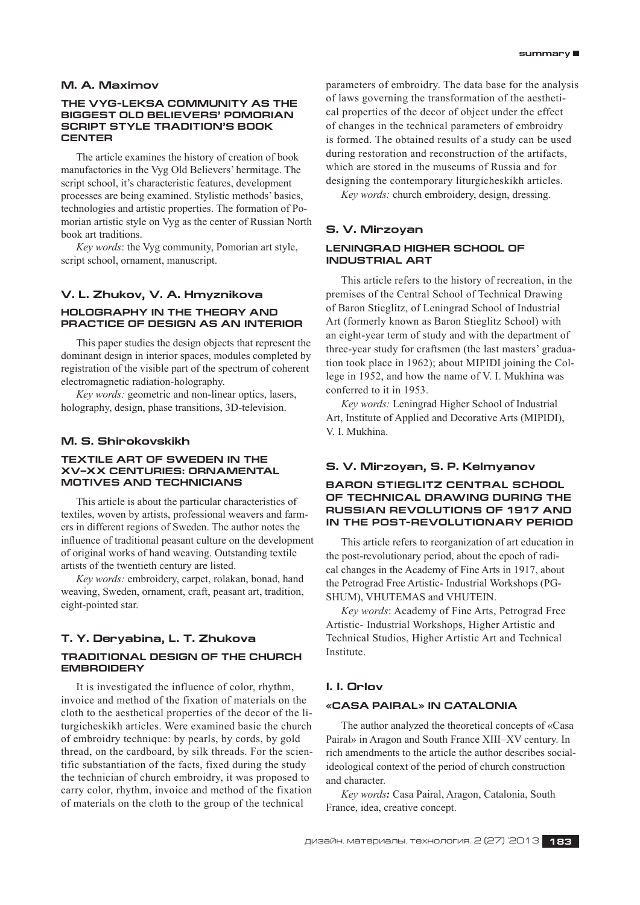## M. A. Maximov

### THE VYG-LEKSA COMMUNITY AS THE BIGGEST OLD BELIEVERS' POMORIAN SCRIPT STYLE TRADITION'S BOOK CENTER

The article examines the history of creation of book manufactories in the Vyg Old Believers' hermitage. The script school, it's characteristic features, development processes are being examined. Stylistic methods' basics, technologies and artistic properties. The formation of Pomorian artistic style on Vyg as the center of Russian North book art traditions.

*Key words*: the Vyg community, Pomorian art style, script school, ornament, manuscript.

## V. L. Zhukov, V. A. Hmyznikova

### HOLOGRAPHY IN THE THEORY AND PRACTICE OF DESIGN AS AN INTERIOR

This paper studies the design objects that represent the dominant design in interior spaces, modules completed by registration of the visible part of the spectrum of coherent electromagnetic radiation-holography.

*Key words:* geometric and non-linear optics, lasers, holography, design, phase transitions, 3D-television.

## M. S. Shirokovskikh

### TEXTILE ART OF SWEDEN IN THE XV–XX CENTURIES: ORNAMENTAL MOTIVES AND TECHNICIANS

This article is about the particular characteristics of textiles, woven by artists, professional weavers and farmers in different regions of Sweden. The author notes the influence of traditional peasant culture on the development of original works of hand weaving. Outstanding textile artists of the twentieth century are listed.

*Key words:* embroidery, carpet, rolakan, bonad, hand weaving, Sweden, ornament, craft, peasant art, tradition, eight-pointed star.

## T. Y. Deryabina, L. T. Zhukova

### TRADITIONAL DESIGN OF THE CHURCH EMBROIDERY

It is investigated the influence of color, rhythm, invoice and method of the fixation of materials on the cloth to the aesthetical properties of the decor of the liturgicheskikh articles. Were examined basic the church of embroidry technique: by pearls, by cords, by gold thread, on the cardboard, by silk threads. For the scientific substantiation of the facts, fixed during the study the technician of church embroidry, it was proposed to carry color, rhythm, invoice and method of the fixation of materials on the cloth to the group of the technical parameters of embroidry. The data base for the analysis of laws governing the transformation of the aesthetical properties of the decor of object under the effect of changes in the technical parameters of embroidry is formed. The obtained results of a study can be used during restoration and reconstruction of the artifacts, which are stored in the museums of Russia and for designing the contemporary liturgicheskikh articles.

*Key words:* church embroidery, design, dressing.

## S. V. Mirzoyan

### LENINGRAD HIGHER SCHOOL OF INDUSTRIAL ART

This article refers to the history of recreation, in the premises of the Central School of Technical Drawing of Baron Stieglitz, of Leningrad School of Industrial Art (formerly known as Baron Stieglitz School) with an eight-year term of study and with the department of three-year study for craftsmen (the last masters' graduation took place in 1962); about MIPIDI joining the College in 1952, and how the name of V. I. Mukhina was conferred to it in 1953.

*Key words:* Leningrad Higher School of Industrial Art, Institute of Applied and Decorative Arts (MIPIDI), V. I. Mukhina.

## S. V. Mirzoyan, S. P. Kelmyanov

### BARON STIEGLITZ CENTRAL SCHOOL OF TECHNICAL DRAWING DURING THE RUSSIAN REVOLUTIONS OF 1917 AND IN THE POST-REVOLUTIONARY PERIOD

This article refers to reorganization of art education in the post-revolutionary period, about the epoch of radical changes in the Academy of Fine Arts in 1917, about the Petrograd Free Artistic- Industrial Workshops (PGSHUM), VHUTEMAS and VHUTEIN.

*Key words*: Academy of Fine Arts, Petrograd Free Artistic- Industrial Workshops, Higher Artistic and Technical Studios, Higher Artistic Art and Technical Institute.

## I. I. Orlov

### «CASA PAIRAL» IN CATALONIA

The author analyzed the theoretical concepts of «Casa Pairal» in Aragon and South France XIII–XV century. In rich amendments to the article the author describes social-ideological context of the period of church construction and character.

*Key words:* Casa Pairal, Aragon, Catalonia, South France, idea, creative concept.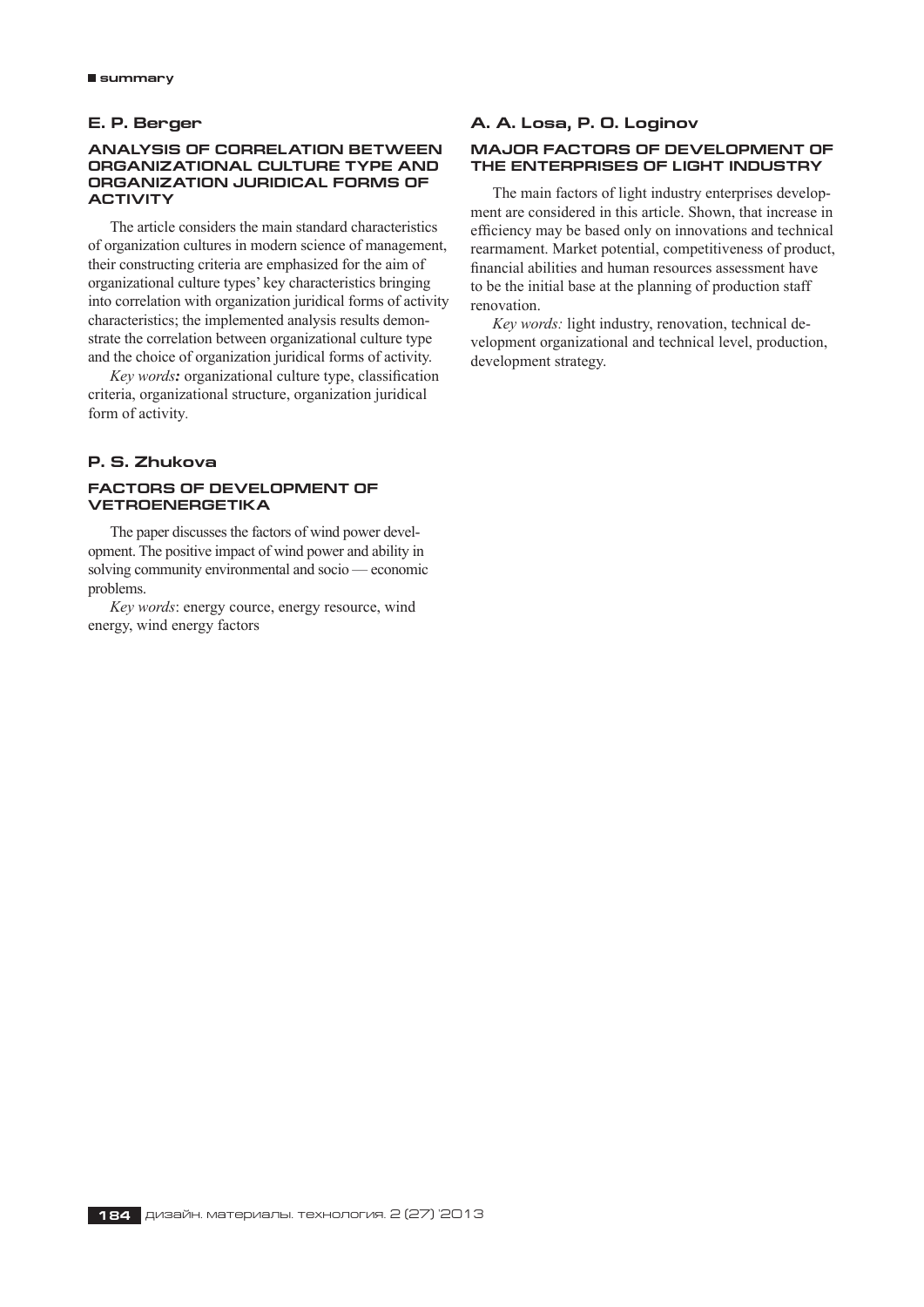## E. P. Berger

### ANALYSIS OF CORRELATION BETWEEN ORGANIZATIONAL CULTURE TYPE AND ORGANIZATION JURIDICAL FORMS OF ACTIVITY

The article considers the main standard characteristics of organization cultures in modern science of management, their constructing criteria are emphasized for the aim of organizational culture types' key characteristics bringing into correlation with organization juridical forms of activity characteristics; the implemented analysis results demonstrate the correlation between organizational culture type and the choice of organization juridical forms of activity.

*Key words:* organizational culture type, classification criteria, organizational structure, organization juridical form of activity.

## P. S. Zhukova

### FACTORS OF DEVELOPMENT OF VETROENERGETIKA

The paper discusses the factors of wind power development. The positive impact of wind power and ability in solving community environmental and socio — economic problems.

*Key words*: energy cource, energy resource, wind energy, wind energy factors

## A. A. Losa, P. O. Loginov

### MAJOR FACTORS OF DEVELOPMENT OF THE ENTERPRISES OF LIGHT INDUSTRY

The main factors of light industry enterprises development are considered in this article. Shown, that increase in efficiency may be based only on innovations and technical rearmament. Market potential, competitiveness of product, financial abilities and human resources assessment have to be the initial base at the planning of production staff renovation.

*Key words:* light industry, renovation, technical development organizational and technical level, production, development strategy.